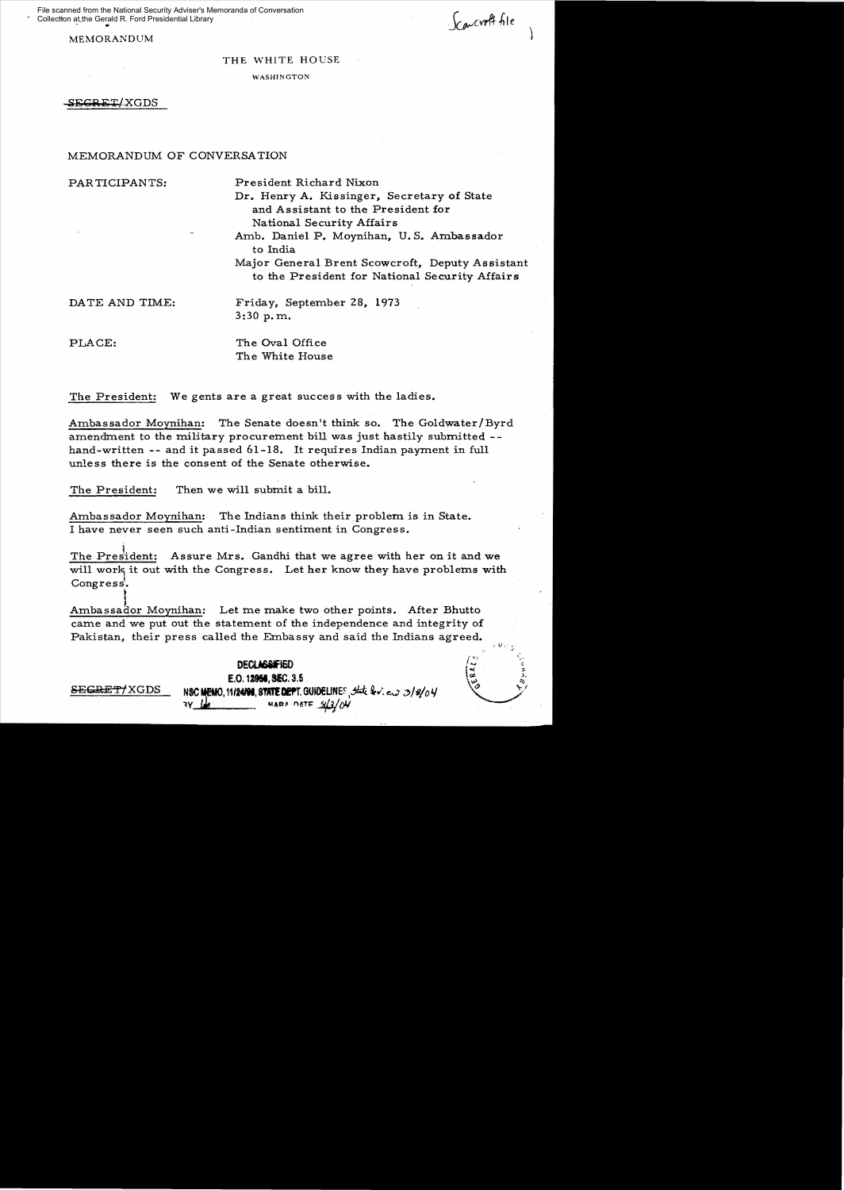File scanned from the National Security Adviser's Memoranda of Conversation Collection at the Gerald R. Ford Presidential Library

MEMORANDUM

Scowcroft file

THE WHITE HOUSE

WASHINGTON

~~SECRET~~/XGDS

MEMORANDUM OF CONVERSATION

PARTICIPANTS: President Richard Nixon

Dr. Henry A. Kissinger, Secretary of State and Assistant to the President for National Security Affairs

Amb. Daniel P. Moynihan, U.S. Ambassador to India

Major General Brent Scowcroft, Deputy Assistant to the President for National Security Affairs

DATE AND TIME: Friday, September 28, 1973
3:30 p.m.

PLACE: The Oval Office
The White House

The President: We gents are a great success with the ladies.

Ambassador Moynihan: The Senate doesn't think so. The Goldwater/Byrd amendment to the military procurement bill was just hastily submitted -- hand-written -- and it passed 61-18. It requires Indian payment in full unless there is the consent of the Senate otherwise.

The President: Then we will submit a bill.

Ambassador Moynihan: The Indians think their problem is in State. I have never seen such anti-Indian sentiment in Congress.

The President: Assure Mrs. Gandhi that we agree with her on it and we will work it out with the Congress. Let her know they have problems with Congress.

Ambassador Moynihan: Let me make two other points. After Bhutto came and we put out the statement of the independence and integrity of Pakistan, their press called the Embassy and said the Indians agreed.

~~SECRET~~/XGDS

DECLASSIFIED
E.O. 12958, SEC. 3.5
NSC MEMO, 11/24/98, STATE DEPT. GUIDELINES, State Rev. 3/8/04
BY [initials] NARA DATE 5/3/04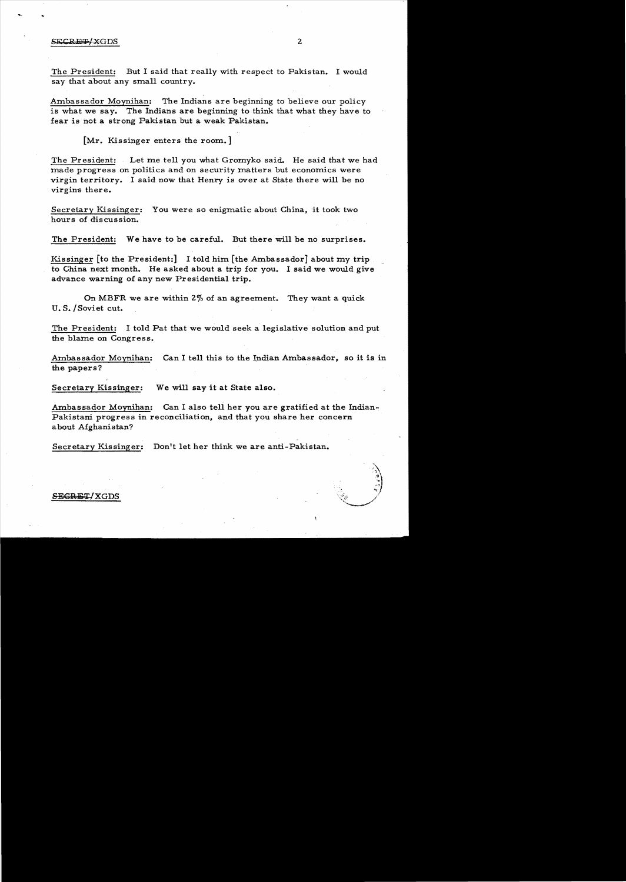The President: But I said that really with respect to Pakistan. I would say that about any small country.

Ambassador Moynihan: The Indians are beginning to believe our policy is what we say. The Indians are beginning to think that what they have to fear is not a strong Pakistan but a weak Pakistan.

[Mr. Kissinger enters the room.]

The President: Let me tell you what Gromyko said. He said that we had made progress on politics and on security matters but economics were virgin territory. I said now that Henry is over at State there will be no virgins there.

Secretary Kissinger: You were so enigmatic about China, it took two hours of discussion.

The President: We have to be careful. But there will be no surprises.

Kissinger [to the President:] I told him [the Ambassador] about my trip to China next month. He asked about a trip for you. I said we would give advance warning of any new Presidential trip.

On MBFR we are within 2% of an agreement. They want a quick U.S./Soviet cut.

The President: I told Pat that we would seek a legislative solution and put the blame on Congress.

Ambassador Moynihan: Can I tell this to the Indian Ambassador, so it is in the papers?

Secretary Kissinger: We will say it at State also.

Ambassador Moynihan: Can I also tell her you are gratified at the Indian-Pakistani progress in reconciliation, and that you share her concern about Afghanistan?

Secretary Kissinger: Don't let her think we are anti-Pakistan.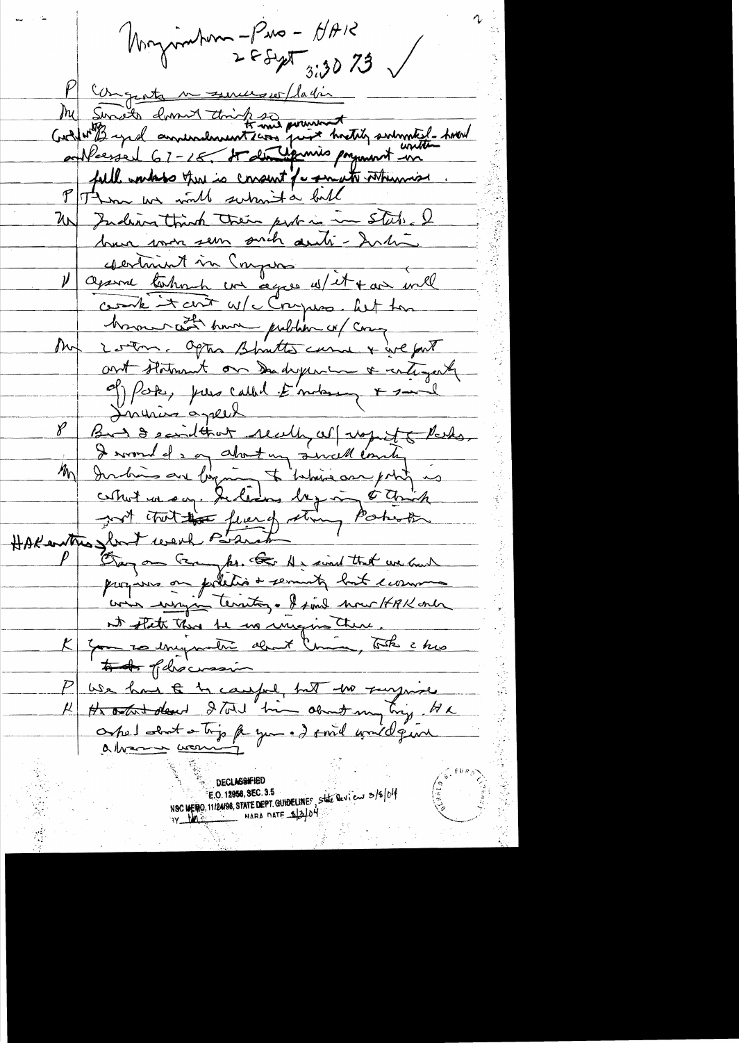Morgenthau – Pres – HAK
28 Sept 3:30 73 ✓

P Congrats on succession/ladies

M Senate doesn't think so. Amendment & the payment just hastily submitted – hard and passed 67-15. It demands payment in full unless there is consent of senate otherwise.

P Then we will submit a bill

M Indians think their past is in stats. I have never seen such anti-Indian sentiment in Congress

P Agree totally. We agree w/ it & are will work it out w/ Congress. But two have had problem w/ Cong

M 2 items. After Bhutto came & we put out statement on independence & integrity of Pak, press called Embassy & said Indians agreed

P But I said that really w/ respect to Paks. I would do so about any small country

M Indians are beginning to believe our policy is what we say. Indians beginning to think that the fears of strong Pakistan

HAK – that's what worried Pakistan

P Stay on Crimples. He said that we had progress on politics & security but economics was empty territory. I said now HAK on at state there be no empty there.

K You so imaginative about China, take 2 hrs of discussion

P We have to be careful, but no surprise

K He asked about I told him about my trip. He asked about a trip for you. I said would give advance warning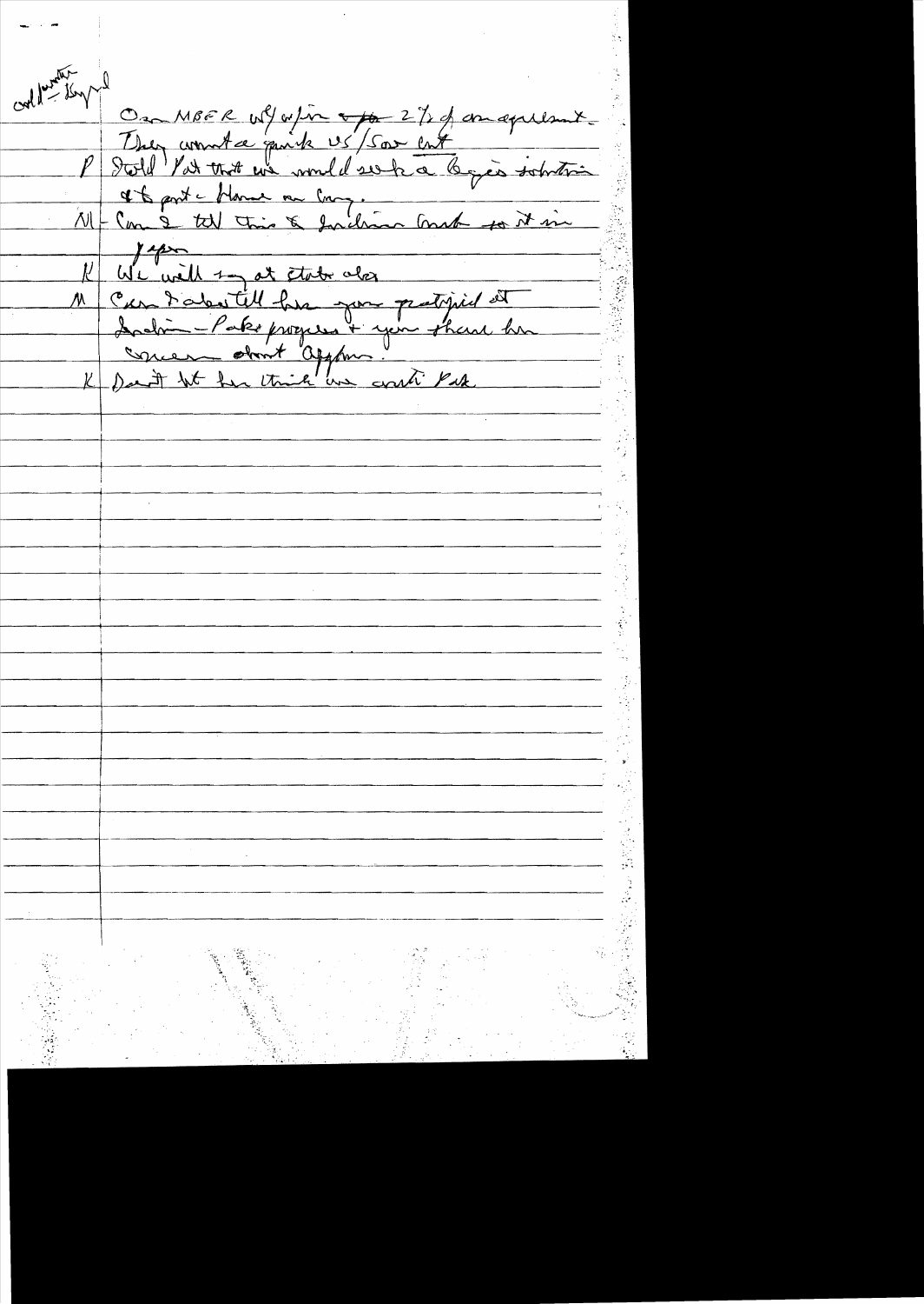cold [illegible] – Bhutto

On MBFR w/ urging up 2% of an agreement. They want a quick US/Sov cut

P Told Pak that we would seek a Bajio solution & to put a blame on Cong.

M – Can I tell this to Indians and not put it in paper

K We will say at State also

M Can I also tell him you gratified at India – Pak progress & you share his concern about Afghan.

K Don't let him think we anti Pak.